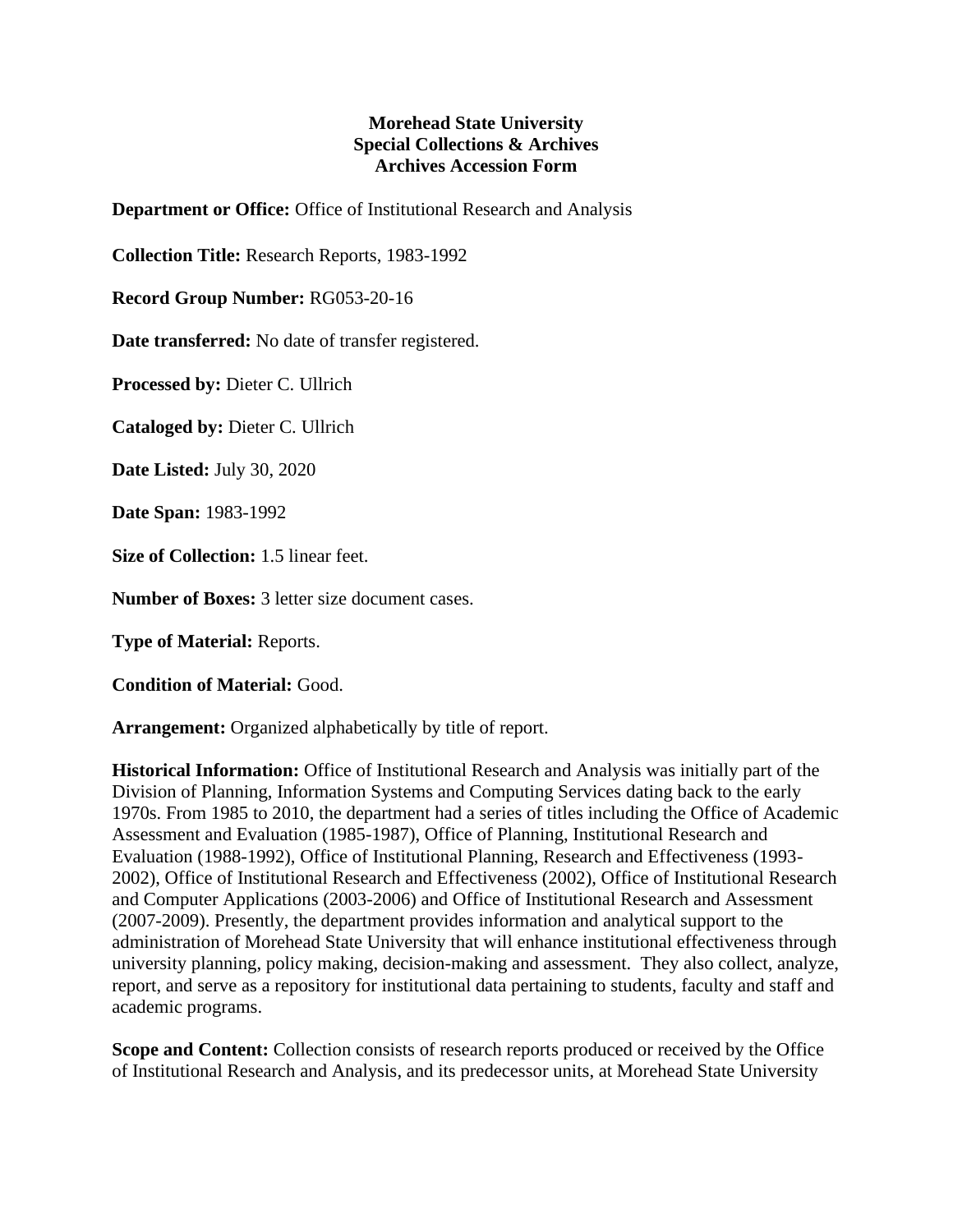**Morehead State University**
**Special Collections & Archives**
**Archives Accession Form**

**Department or Office:** Office of Institutional Research and Analysis

**Collection Title:** Research Reports, 1983-1992

**Record Group Number:** RG053-20-16

**Date transferred:** No date of transfer registered.

**Processed by:** Dieter C. Ullrich

**Cataloged by:** Dieter C. Ullrich

**Date Listed:** July 30, 2020

**Date Span:** 1983-1992

**Size of Collection:** 1.5 linear feet.

**Number of Boxes:** 3 letter size document cases.

**Type of Material:** Reports.

**Condition of Material:** Good.

**Arrangement:** Organized alphabetically by title of report.

**Historical Information:** Office of Institutional Research and Analysis was initially part of the Division of Planning, Information Systems and Computing Services dating back to the early 1970s. From 1985 to 2010, the department had a series of titles including the Office of Academic Assessment and Evaluation (1985-1987), Office of Planning, Institutional Research and Evaluation (1988-1992), Office of Institutional Planning, Research and Effectiveness (1993-2002), Office of Institutional Research and Effectiveness (2002), Office of Institutional Research and Computer Applications (2003-2006) and Office of Institutional Research and Assessment (2007-2009). Presently, the department provides information and analytical support to the administration of Morehead State University that will enhance institutional effectiveness through university planning, policy making, decision-making and assessment. They also collect, analyze, report, and serve as a repository for institutional data pertaining to students, faculty and staff and academic programs.

**Scope and Content:** Collection consists of research reports produced or received by the Office of Institutional Research and Analysis, and its predecessor units, at Morehead State University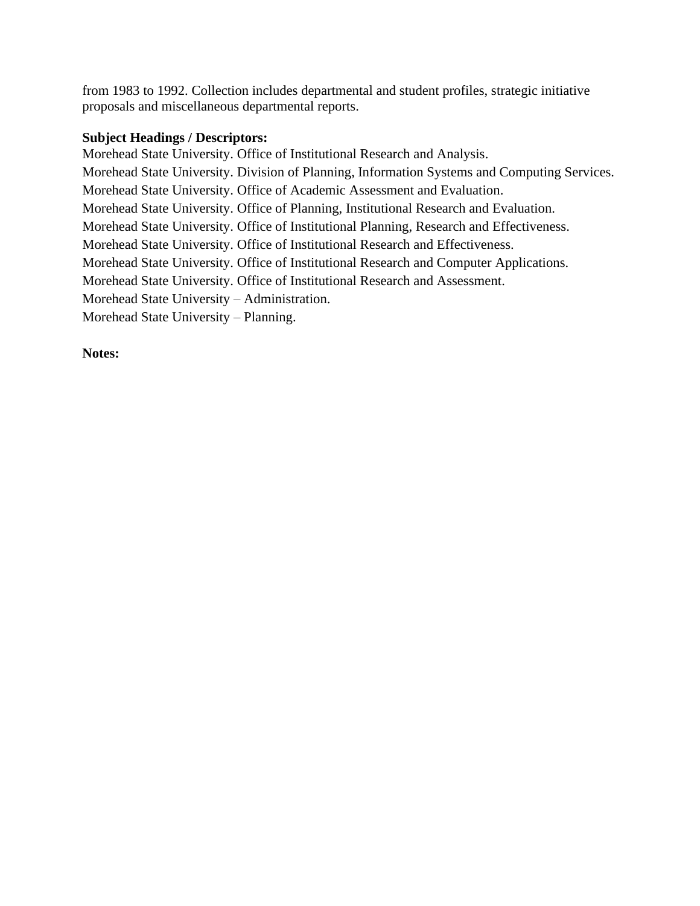from 1983 to 1992. Collection includes departmental and student profiles, strategic initiative proposals and miscellaneous departmental reports.

**Subject Headings / Descriptors:**

Morehead State University. Office of Institutional Research and Analysis.
Morehead State University. Division of Planning, Information Systems and Computing Services.
Morehead State University. Office of Academic Assessment and Evaluation.
Morehead State University. Office of Planning, Institutional Research and Evaluation.
Morehead State University. Office of Institutional Planning, Research and Effectiveness.
Morehead State University. Office of Institutional Research and Effectiveness.
Morehead State University. Office of Institutional Research and Computer Applications.
Morehead State University. Office of Institutional Research and Assessment.
Morehead State University – Administration.
Morehead State University – Planning.

**Notes:**